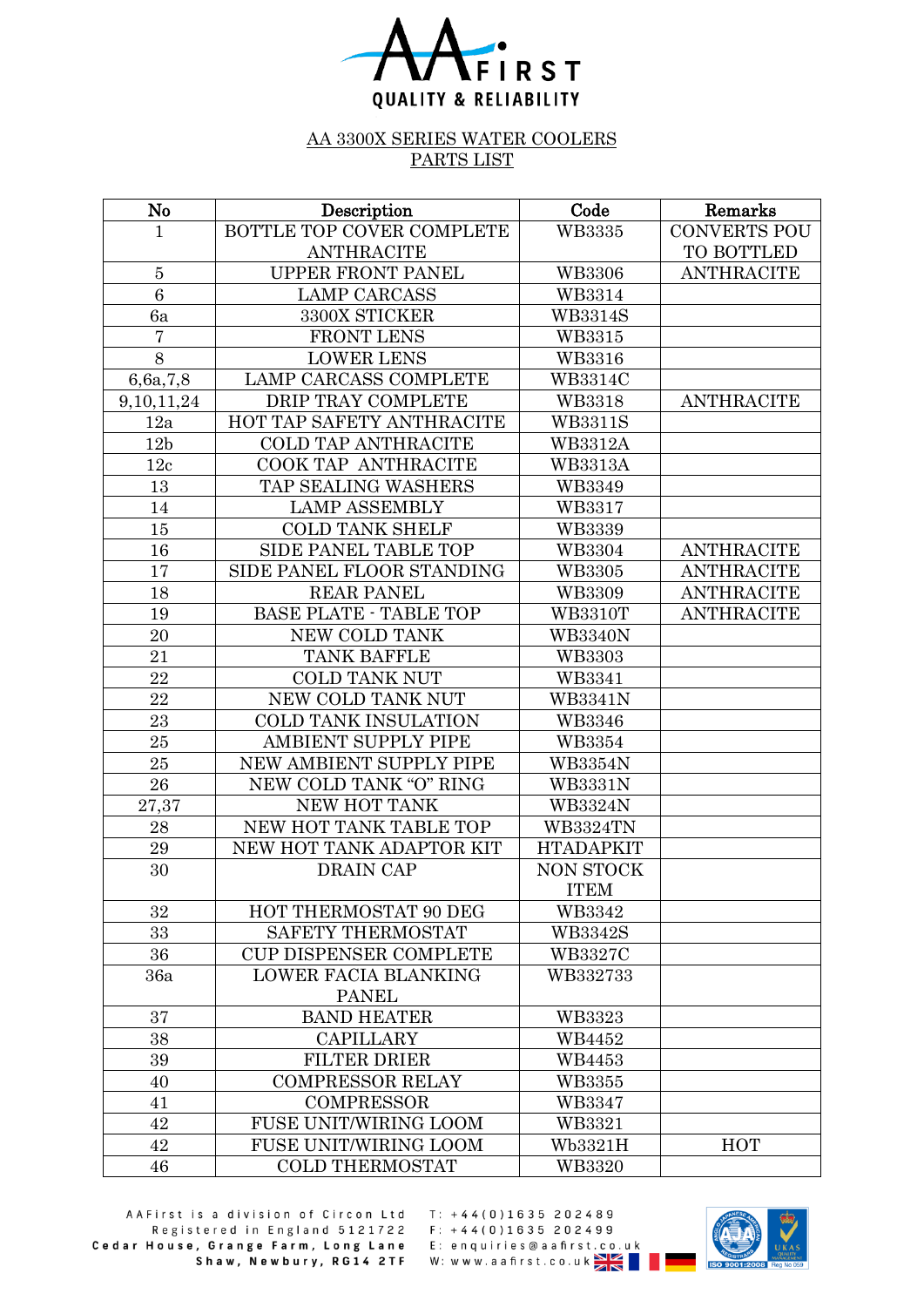AA FIRST
QUALITY & RELIABILITY

AA 3300X SERIES WATER COOLERS
PARTS LIST

| No | Description | Code | Remarks |
|---|---|---|---|
| 1 | BOTTLE TOP COVER COMPLETE ANTHRACITE | WB3335 | CONVERTS POU TO BOTTLED |
| 5 | UPPER FRONT PANEL | WB3306 | ANTHRACITE |
| 6 | LAMP CARCASS | WB3314 | |
| 6a | 3300X STICKER | WB3314S | |
| 7 | FRONT LENS | WB3315 | |
| 8 | LOWER LENS | WB3316 | |
| 6,6a,7,8 | LAMP CARCASS COMPLETE | WB3314C | |
| 9,10,11,24 | DRIP TRAY COMPLETE | WB3318 | ANTHRACITE |
| 12a | HOT TAP SAFETY ANTHRACITE | WB3311S | |
| 12b | COLD TAP ANTHRACITE | WB3312A | |
| 12c | COOK TAP ANTHRACITE | WB3313A | |
| 13 | TAP SEALING WASHERS | WB3349 | |
| 14 | LAMP ASSEMBLY | WB3317 | |
| 15 | COLD TANK SHELF | WB3339 | |
| 16 | SIDE PANEL TABLE TOP | WB3304 | ANTHRACITE |
| 17 | SIDE PANEL FLOOR STANDING | WB3305 | ANTHRACITE |
| 18 | REAR PANEL | WB3309 | ANTHRACITE |
| 19 | BASE PLATE - TABLE TOP | WB3310T | ANTHRACITE |
| 20 | NEW COLD TANK | WB3340N | |
| 21 | TANK BAFFLE | WB3303 | |
| 22 | COLD TANK NUT | WB3341 | |
| 22 | NEW COLD TANK NUT | WB3341N | |
| 23 | COLD TANK INSULATION | WB3346 | |
| 25 | AMBIENT SUPPLY PIPE | WB3354 | |
| 25 | NEW AMBIENT SUPPLY PIPE | WB3354N | |
| 26 | NEW COLD TANK "O" RING | WB3331N | |
| 27,37 | NEW HOT TANK | WB3324N | |
| 28 | NEW HOT TANK TABLE TOP | WB3324TN | |
| 29 | NEW HOT TANK ADAPTOR KIT | HTADAPKIT | |
| 30 | DRAIN CAP | NON STOCK ITEM | |
| 32 | HOT THERMOSTAT 90 DEG | WB3342 | |
| 33 | SAFETY THERMOSTAT | WB3342S | |
| 36 | CUP DISPENSER COMPLETE | WB3327C | |
| 36a | LOWER FACIA BLANKING PANEL | WB332733 | |
| 37 | BAND HEATER | WB3323 | |
| 38 | CAPILLARY | WB4452 | |
| 39 | FILTER DRIER | WB4453 | |
| 40 | COMPRESSOR RELAY | WB3355 | |
| 41 | COMPRESSOR | WB3347 | |
| 42 | FUSE UNIT/WIRING LOOM | WB3321 | |
| 42 | FUSE UNIT/WIRING LOOM | Wb3321H | HOT |
| 46 | COLD THERMOSTAT | WB3320 | |

AAFirst is a division of Circon Ltd
Registered in England 5121722
Cedar House, Grange Farm, Long Lane
Shaw, Newbury, RG14 2TF

T: +44(0)1635 202489
F: +44(0)1635 202499
E: enquiries@aafirst.co.uk
W: www.aafirst.co.uk

ISO 9001:2008 Reg No 059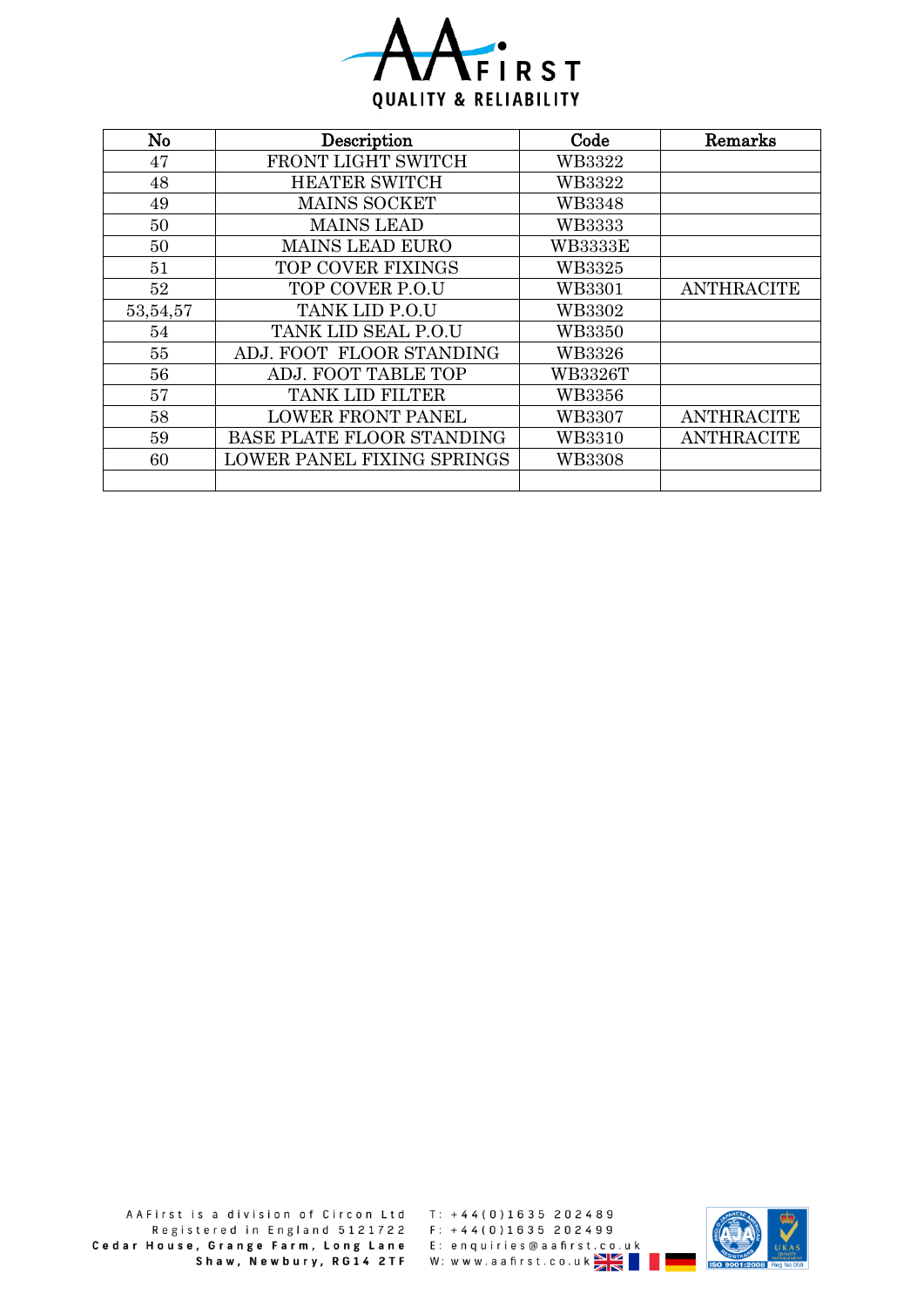| No | Description | Code | Remarks |
|---|---|---|---|
| 47 | FRONT LIGHT SWITCH | WB3322 | |
| 48 | HEATER SWITCH | WB3322 | |
| 49 | MAINS SOCKET | WB3348 | |
| 50 | MAINS LEAD | WB3333 | |
| 50 | MAINS LEAD EURO | WB3333E | |
| 51 | TOP COVER FIXINGS | WB3325 | |
| 52 | TOP COVER P.O.U | WB3301 | ANTHRACITE |
| 53,54,57 | TANK LID P.O.U | WB3302 | |
| 54 | TANK LID SEAL P.O.U | WB3350 | |
| 55 | ADJ. FOOT FLOOR STANDING | WB3326 | |
| 56 | ADJ. FOOT TABLE TOP | WB3326T | |
| 57 | TANK LID FILTER | WB3356 | |
| 58 | LOWER FRONT PANEL | WB3307 | ANTHRACITE |
| 59 | BASE PLATE FLOOR STANDING | WB3310 | ANTHRACITE |
| 60 | LOWER PANEL FIXING SPRINGS | WB3308 | |
| | | | |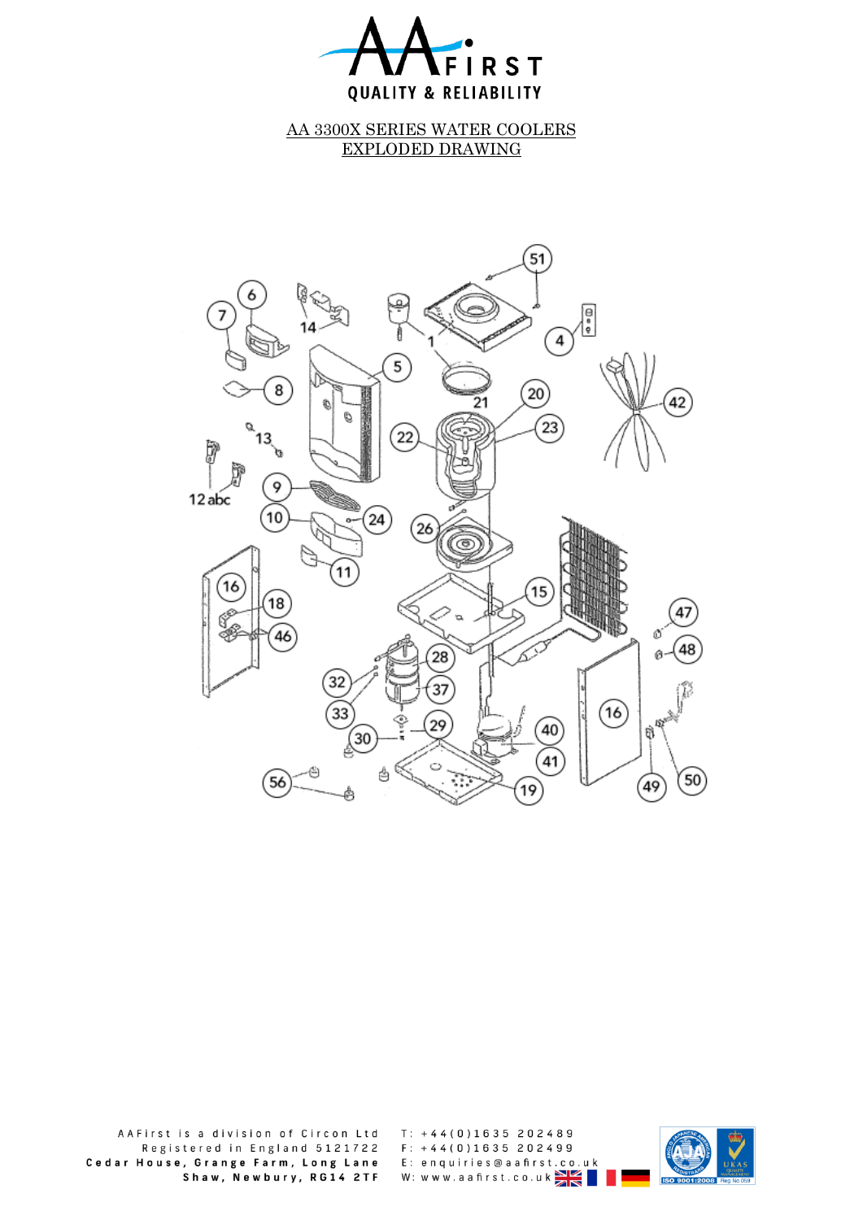# AA 3300X SERIES WATER COOLERS
# EXPLODED DRAWING

AAFirst is a division of Circon Ltd
Registered in England 5121722
**Cedar House, Grange Farm, Long Lane**
**Shaw, Newbury, RG14 2TF**

T: +44(0)1635 202489
F: +44(0)1635 202499
E: enquiries@aafirst.co.uk
W: www.aafirst.co.uk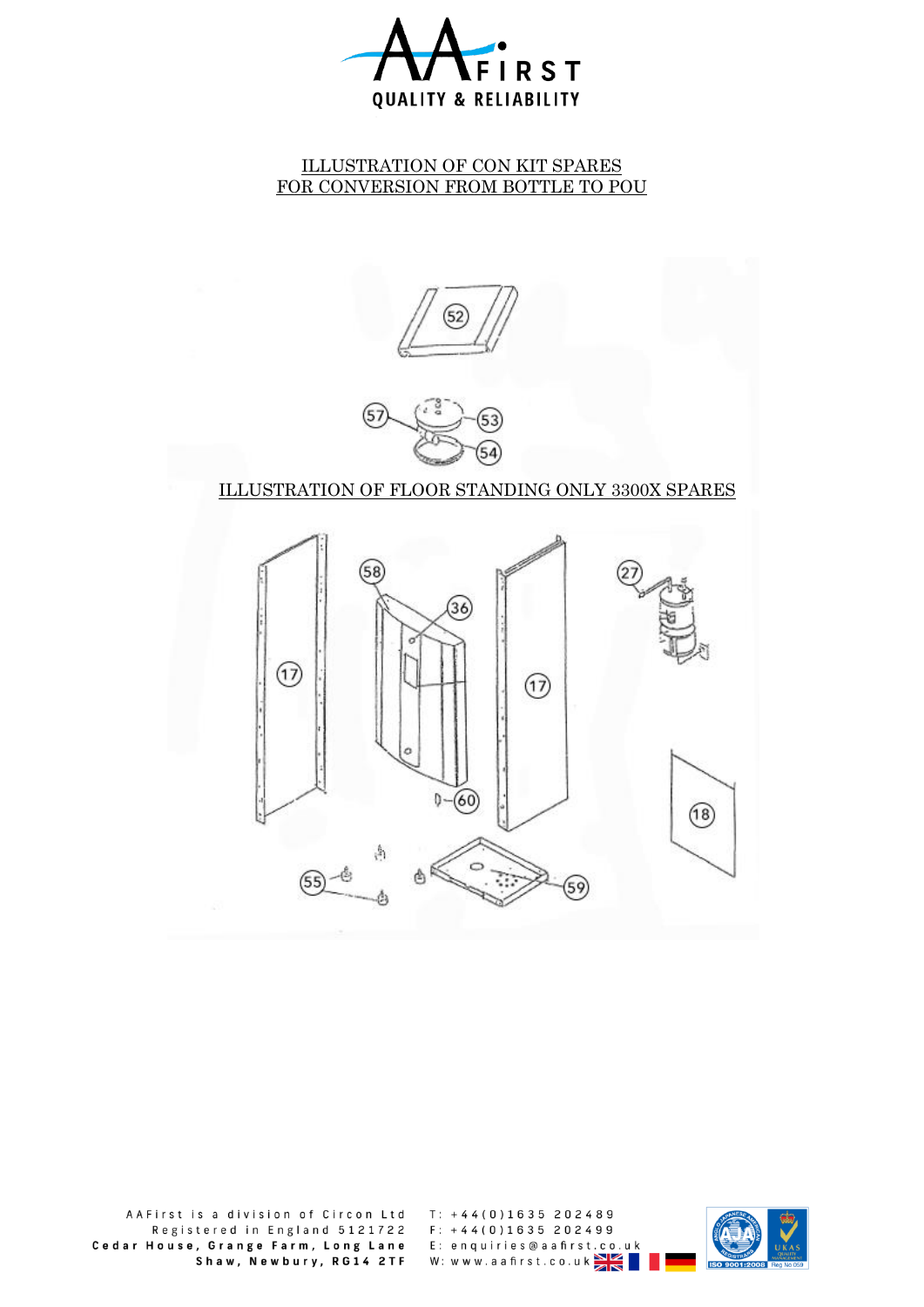ILLUSTRATION OF CON KIT SPARES
FOR CONVERSION FROM BOTTLE TO POU

52

57

53

54

ILLUSTRATION OF FLOOR STANDING ONLY 3300X SPARES

58

36

27

17

17

60

18

55

59